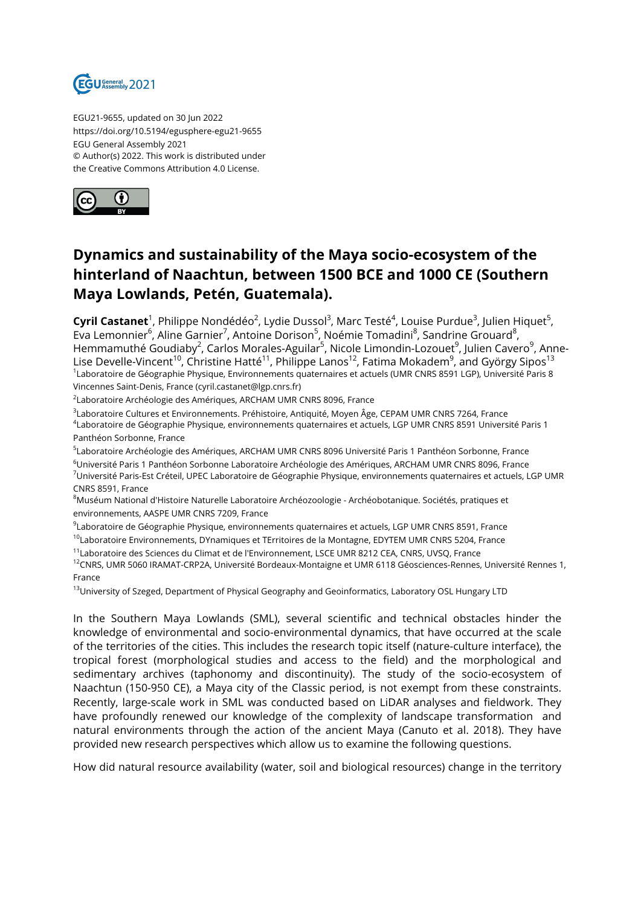EGU21-9655, updated on 30 Jun 2022
https://doi.org/10.5194/egusphere-egu21-9655
EGU General Assembly 2021
© Author(s) 2022. This work is distributed under
the Creative Commons Attribution 4.0 License.

# Dynamics and sustainability of the Maya socio-ecosystem of the hinterland of Naachtun, between 1500 BCE and 1000 CE (Southern Maya Lowlands, Petén, Guatemala).

**Cyril Castanet**[1], Philippe Nondédéo[2], Lydie Dussol[3], Marc Testé[4], Louise Purdue[3], Julien Hiquet[5], Eva Lemonnier[6], Aline Garnier[7], Antoine Dorison[5], Noémie Tomadini[8], Sandrine Grouard[8], Hemmamuthé Goudiaby[2], Carlos Morales-Aguilar[5], Nicole Limondin-Lozouet[9], Julien Cavero[9], Anne-Lise Develle-Vincent[10], Christine Hatté[11], Philippe Lanos[12], Fatima Mokadem[9], and György Sipos[13]

[1]Laboratoire de Géographie Physique, Environnements quaternaires et actuels (UMR CNRS 8591 LGP), Université Paris 8 Vincennes Saint-Denis, France (cyril.castanet@lgp.cnrs.fr)

[2]Laboratoire Archéologie des Amériques, ARCHAM UMR CNRS 8096, France

[3]Laboratoire Cultures et Environnements. Préhistoire, Antiquité, Moyen Âge, CEPAM UMR CNRS 7264, France

[4]Laboratoire de Géographie Physique, environnements quaternaires et actuels, LGP UMR CNRS 8591 Université Paris 1 Panthéon Sorbonne, France

[5]Laboratoire Archéologie des Amériques, ARCHAM UMR CNRS 8096 Université Paris 1 Panthéon Sorbonne, France

[6]Université Paris 1 Panthéon Sorbonne Laboratoire Archéologie des Amériques, ARCHAM UMR CNRS 8096, France

[7]Université Paris-Est Créteil, UPEC Laboratoire de Géographie Physique, environnements quaternaires et actuels, LGP UMR CNRS 8591, France

[8]Muséum National d'Histoire Naturelle Laboratoire Archéozoologie - Archéobotanique. Sociétés, pratiques et environnements, AASPE UMR CNRS 7209, France

[9]Laboratoire de Géographie Physique, environnements quaternaires et actuels, LGP UMR CNRS 8591, France

[10]Laboratoire Environnements, DYnamiques et TErritoires de la Montagne, EDYTEM UMR CNRS 5204, France

[11]Laboratoire des Sciences du Climat et de l'Environnement, LSCE UMR 8212 CEA, CNRS, UVSQ, France

[12]CNRS, UMR 5060 IRAMAT-CRP2A, Université Bordeaux-Montaigne et UMR 6118 Géosciences-Rennes, Université Rennes 1, France

[13]University of Szeged, Department of Physical Geography and Geoinformatics, Laboratory OSL Hungary LTD

In the Southern Maya Lowlands (SML), several scientific and technical obstacles hinder the knowledge of environmental and socio-environmental dynamics, that have occurred at the scale of the territories of the cities. This includes the research topic itself (nature-culture interface), the tropical forest (morphological studies and access to the field) and the morphological and sedimentary archives (taphonomy and discontinuity). The study of the socio-ecosystem of Naachtun (150-950 CE), a Maya city of the Classic period, is not exempt from these constraints. Recently, large-scale work in SML was conducted based on LiDAR analyses and fieldwork. They have profoundly renewed our knowledge of the complexity of landscape transformation and natural environments through the action of the ancient Maya (Canuto et al. 2018). They have provided new research perspectives which allow us to examine the following questions.

How did natural resource availability (water, soil and biological resources) change in the territory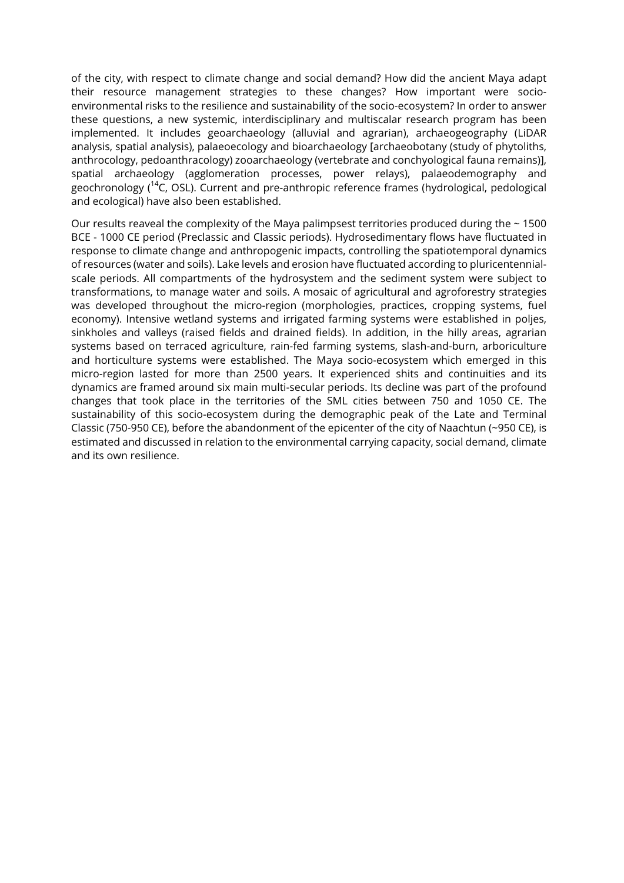of the city, with respect to climate change and social demand? How did the ancient Maya adapt their resource management strategies to these changes? How important were socio-environmental risks to the resilience and sustainability of the socio-ecosystem? In order to answer these questions, a new systemic, interdisciplinary and multiscalar research program has been implemented. It includes geoarchaeology (alluvial and agrarian), archaeogeography (LiDAR analysis, spatial analysis), palaeoecology and bioarchaeology [archaeobotany (study of phytoliths, anthrocology, pedoanthracology) zooarchaeology (vertebrate and conchyological fauna remains)], spatial archaeology (agglomeration processes, power relays), palaeodemography and geochronology ($^{14}C$, OSL). Current and pre-anthropic reference frames (hydrological, pedological and ecological) have also been established.

Our results reaveal the complexity of the Maya palimpsest territories produced during the ~ 1500 BCE - 1000 CE period (Preclassic and Classic periods). Hydrosedimentary flows have fluctuated in response to climate change and anthropogenic impacts, controlling the spatiotemporal dynamics of resources (water and soils). Lake levels and erosion have fluctuated according to pluricentennial-scale periods. All compartments of the hydrosystem and the sediment system were subject to transformations, to manage water and soils. A mosaic of agricultural and agroforestry strategies was developed throughout the micro-region (morphologies, practices, cropping systems, fuel economy). Intensive wetland systems and irrigated farming systems were established in poljes, sinkholes and valleys (raised fields and drained fields). In addition, in the hilly areas, agrarian systems based on terraced agriculture, rain-fed farming systems, slash-and-burn, arboriculture and horticulture systems were established. The Maya socio-ecosystem which emerged in this micro-region lasted for more than 2500 years. It experienced shits and continuities and its dynamics are framed around six main multi-secular periods. Its decline was part of the profound changes that took place in the territories of the SML cities between 750 and 1050 CE. The sustainability of this socio-ecosystem during the demographic peak of the Late and Terminal Classic (750-950 CE), before the abandonment of the epicenter of the city of Naachtun (~950 CE), is estimated and discussed in relation to the environmental carrying capacity, social demand, climate and its own resilience.